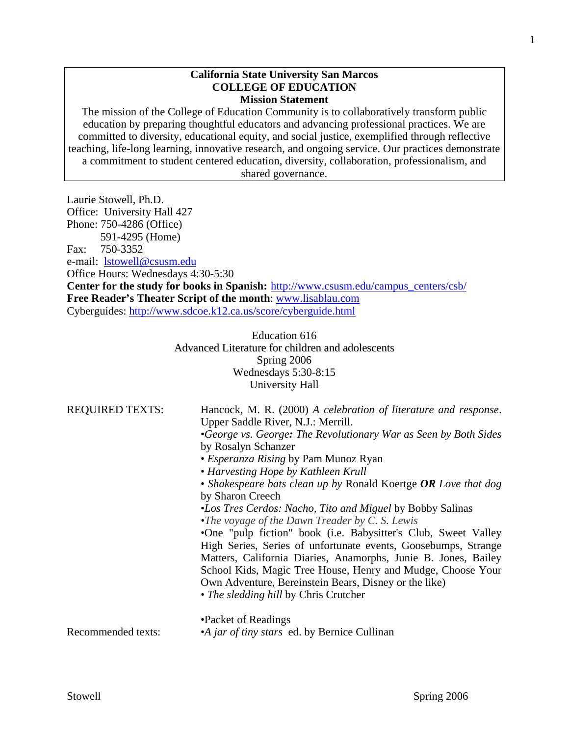**California State University San Marcos**
**COLLEGE OF EDUCATION**
**Mission Statement**

The mission of the College of Education Community is to collaboratively transform public education by preparing thoughtful educators and advancing professional practices. We are committed to diversity, educational equity, and social justice, exemplified through reflective teaching, life-long learning, innovative research, and ongoing service. Our practices demonstrate a commitment to student centered education, diversity, collaboration, professionalism, and shared governance.

Laurie Stowell, Ph.D.
Office: University Hall 427
Phone: 750-4286 (Office)
591-4295 (Home)
Fax: 750-3352
e-mail: lstowell@csusm.edu
Office Hours: Wednesdays 4:30-5:30
**Center for the study for books in Spanish:** http://www.csusm.edu/campus_centers/csb/
**Free Reader's Theater Script of the month**: www.lisablau.com
Cyberguides: http://www.sdcoe.k12.ca.us/score/cyberguide.html

Education 616
Advanced Literature for children and adolescents
Spring 2006
Wednesdays 5:30-8:15
University Hall

REQUIRED TEXTS:

Hancock, M. R. (2000) *A celebration of literature and response*. Upper Saddle River, N.J.: Merrill.

- *George vs. George: The Revolutionary War as Seen by Both Sides* by Rosalyn Schanzer
- *Esperanza Rising* by Pam Munoz Ryan
- *Harvesting Hope by Kathleen Krull*
- *Shakespeare bats clean up by* Ronald Koertge ***OR*** *Love that dog* by Sharon Creech
- *Los Tres Cerdos: Nacho, Tito and Miguel* by Bobby Salinas
- *The voyage of the Dawn Treader by C. S. Lewis*
- One "pulp fiction" book (i.e. Babysitter's Club, Sweet Valley High Series, Series of unfortunate events, Goosebumps, Strange Matters, California Diaries, Anamorphs, Junie B. Jones, Bailey School Kids, Magic Tree House, Henry and Mudge, Choose Your Own Adventure, Bereinstein Bears, Disney or the like)
- *The sledding hill* by Chris Crutcher
- Packet of Readings

Recommended texts:

- *A jar of tiny stars* ed. by Bernice Cullinan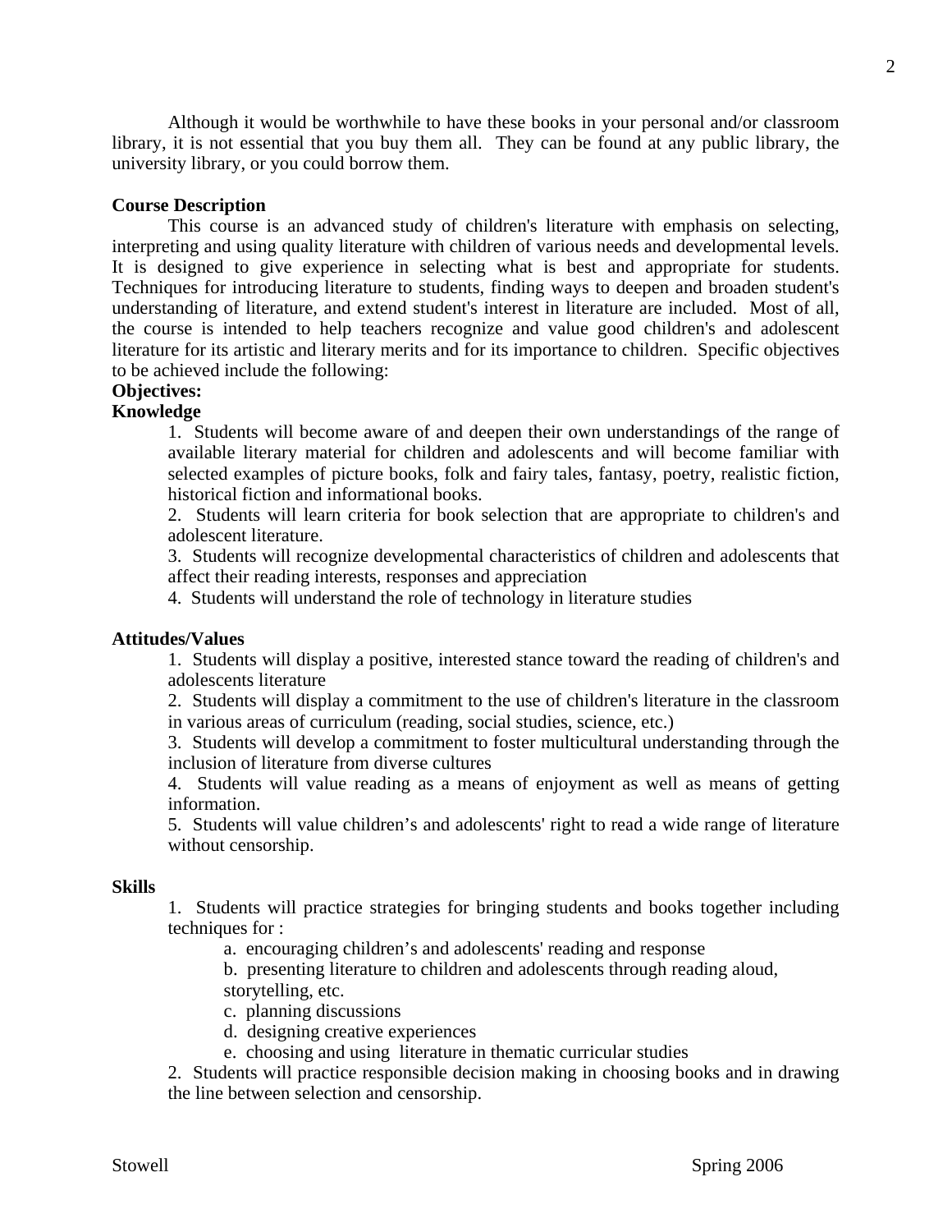Although it would be worthwhile to have these books in your personal and/or classroom library, it is not essential that you buy them all.  They can be found at any public library, the university library, or you could borrow them.

**Course Description**

This course is an advanced study of children's literature with emphasis on selecting, interpreting and using quality literature with children of various needs and developmental levels. It is designed to give experience in selecting what is best and appropriate for students. Techniques for introducing literature to students, finding ways to deepen and broaden student's understanding of literature, and extend student's interest in literature are included.  Most of all, the course is intended to help teachers recognize and value good children's and adolescent literature for its artistic and literary merits and for its importance to children.  Specific objectives to be achieved include the following:

**Objectives:**

**Knowledge**

1. Students will become aware of and deepen their own understandings of the range of available literary material for children and adolescents and will become familiar with selected examples of picture books, folk and fairy tales, fantasy, poetry, realistic fiction, historical fiction and informational books.
2. Students will learn criteria for book selection that are appropriate to children's and adolescent literature.
3. Students will recognize developmental characteristics of children and adolescents that affect their reading interests, responses and appreciation
4. Students will understand the role of technology in literature studies

**Attitudes/Values**

1. Students will display a positive, interested stance toward the reading of children's and adolescents literature
2. Students will display a commitment to the use of children's literature in the classroom in various areas of curriculum (reading, social studies, science, etc.)
3. Students will develop a commitment to foster multicultural understanding through the inclusion of literature from diverse cultures
4. Students will value reading as a means of enjoyment as well as means of getting information.
5. Students will value children's and adolescents' right to read a wide range of literature without censorship.

**Skills**

1. Students will practice strategies for bringing students and books together including techniques for :
   a. encouraging children's and adolescents' reading and response
   b. presenting literature to children and adolescents through reading aloud, storytelling, etc.
   c. planning discussions
   d. designing creative experiences
   e. choosing and using literature in thematic curricular studies
2. Students will practice responsible decision making in choosing books and in drawing the line between selection and censorship.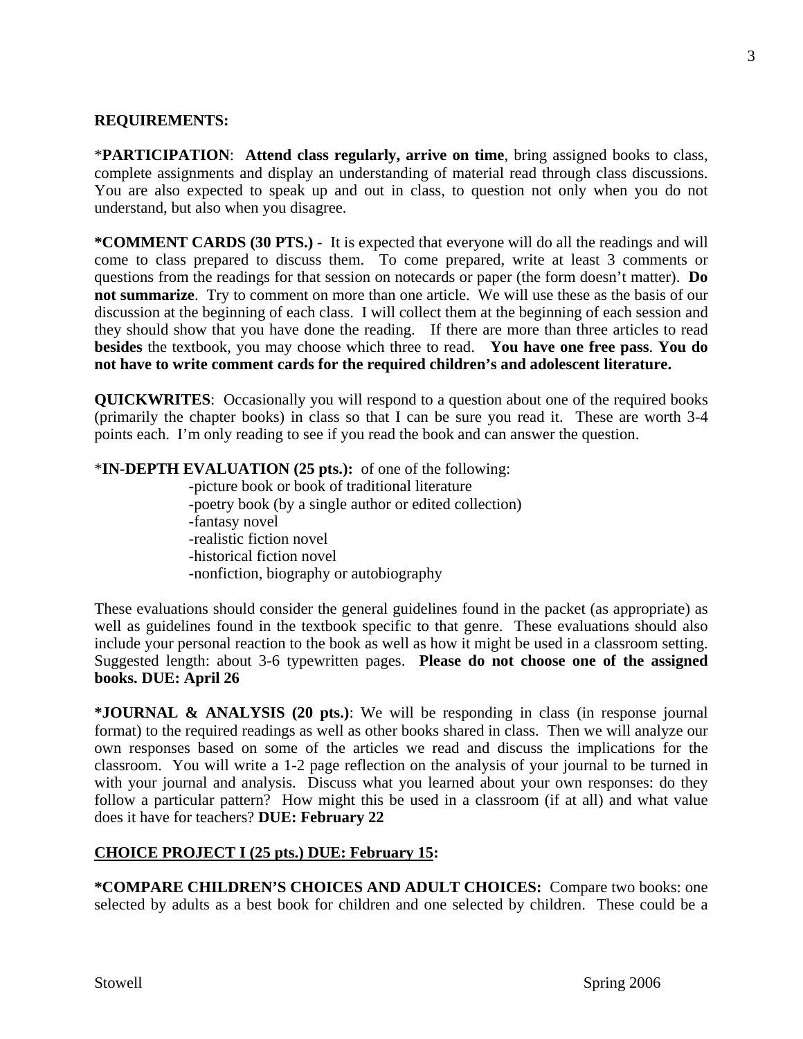**REQUIREMENTS:**

***PARTICIPATION**: **Attend class regularly, arrive on time**, bring assigned books to class, complete assignments and display an understanding of material read through class discussions. You are also expected to speak up and out in class, to question not only when you do not understand, but also when you disagree.

***COMMENT CARDS (30 PTS.)** - It is expected that everyone will do all the readings and will come to class prepared to discuss them. To come prepared, write at least 3 comments or questions from the readings for that session on notecards or paper (the form doesn't matter). **Do not summarize**. Try to comment on more than one article. We will use these as the basis of our discussion at the beginning of each class. I will collect them at the beginning of each session and they should show that you have done the reading. If there are more than three articles to read **besides** the textbook, you may choose which three to read. **You have one free pass**. **You do not have to write comment cards for the required children's and adolescent literature.**

**QUICKWRITES**: Occasionally you will respond to a question about one of the required books (primarily the chapter books) in class so that I can be sure you read it. These are worth 3-4 points each. I'm only reading to see if you read the book and can answer the question.

***IN-DEPTH EVALUATION (25 pts.):** of one of the following:

- picture book or book of traditional literature
- poetry book (by a single author or edited collection)
- fantasy novel
- realistic fiction novel
- historical fiction novel
- nonfiction, biography or autobiography

These evaluations should consider the general guidelines found in the packet (as appropriate) as well as guidelines found in the textbook specific to that genre. These evaluations should also include your personal reaction to the book as well as how it might be used in a classroom setting. Suggested length: about 3-6 typewritten pages. **Please do not choose one of the assigned books. DUE: April 26**

***JOURNAL & ANALYSIS (20 pts.)**: We will be responding in class (in response journal format) to the required readings as well as other books shared in class. Then we will analyze our own responses based on some of the articles we read and discuss the implications for the classroom. You will write a 1-2 page reflection on the analysis of your journal to be turned in with your journal and analysis. Discuss what you learned about your own responses: do they follow a particular pattern? How might this be used in a classroom (if at all) and what value does it have for teachers? **DUE: February 22**

**<u>CHOICE PROJECT I (25 pts.) DUE: February 15</u>:**

***COMPARE CHILDREN'S CHOICES AND ADULT CHOICES:** Compare two books: one selected by adults as a best book for children and one selected by children. These could be a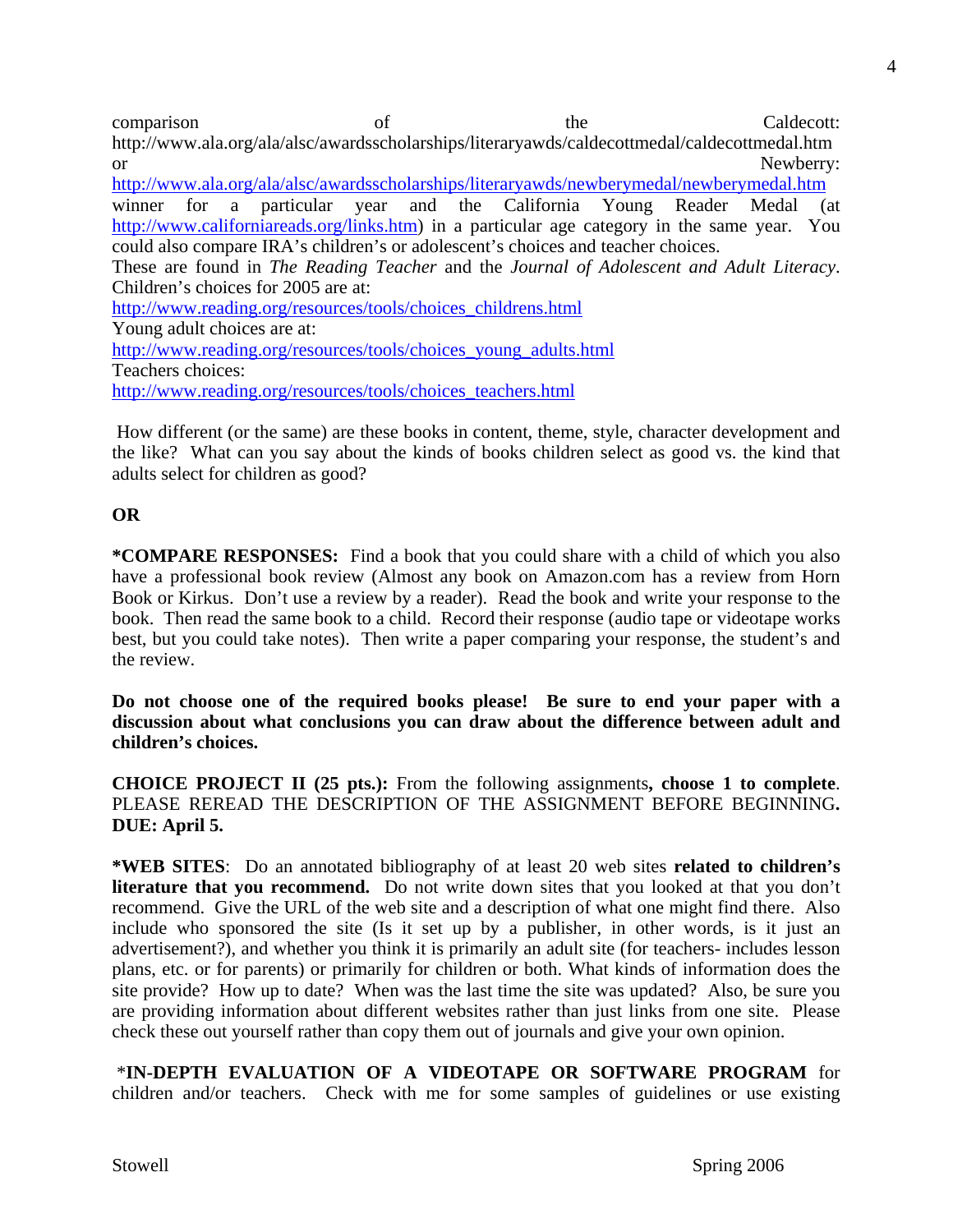comparison of the Caldecott: http://www.ala.org/ala/alsc/awardsscholarships/literaryawds/caldecottmedal/caldecottmedal.htm or Newberry: http://www.ala.org/ala/alsc/awardsscholarships/literaryawds/newberymedal/newberymedal.htm winner for a particular year and the California Young Reader Medal (at http://www.californiareads.org/links.htm) in a particular age category in the same year. You could also compare IRA's children's or adolescent's choices and teacher choices. These are found in *The Reading Teacher* and the *Journal of Adolescent and Adult Literacy*. Children's choices for 2005 are at:
http://www.reading.org/resources/tools/choices_childrens.html
Young adult choices are at:
http://www.reading.org/resources/tools/choices_young_adults.html
Teachers choices:
http://www.reading.org/resources/tools/choices_teachers.html

How different (or the same) are these books in content, theme, style, character development and the like? What can you say about the kinds of books children select as good vs. the kind that adults select for children as good?

**OR**

**\*COMPARE RESPONSES:** Find a book that you could share with a child of which you also have a professional book review (Almost any book on Amazon.com has a review from Horn Book or Kirkus. Don't use a review by a reader). Read the book and write your response to the book. Then read the same book to a child. Record their response (audio tape or videotape works best, but you could take notes). Then write a paper comparing your response, the student's and the review.

**Do not choose one of the required books please! Be sure to end your paper with a discussion about what conclusions you can draw about the difference between adult and children's choices.**

**CHOICE PROJECT II (25 pts.):** From the following assignments**, choose 1 to complete**. PLEASE REREAD THE DESCRIPTION OF THE ASSIGNMENT BEFORE BEGINNING**. DUE: April 5.**

**\*WEB SITES**: Do an annotated bibliography of at least 20 web sites **related to children's literature that you recommend.** Do not write down sites that you looked at that you don't recommend. Give the URL of the web site and a description of what one might find there. Also include who sponsored the site (Is it set up by a publisher, in other words, is it just an advertisement?), and whether you think it is primarily an adult site (for teachers- includes lesson plans, etc. or for parents) or primarily for children or both. What kinds of information does the site provide? How up to date? When was the last time the site was updated? Also, be sure you are providing information about different websites rather than just links from one site. Please check these out yourself rather than copy them out of journals and give your own opinion.

\***IN-DEPTH EVALUATION OF A VIDEOTAPE OR SOFTWARE PROGRAM** for children and/or teachers. Check with me for some samples of guidelines or use existing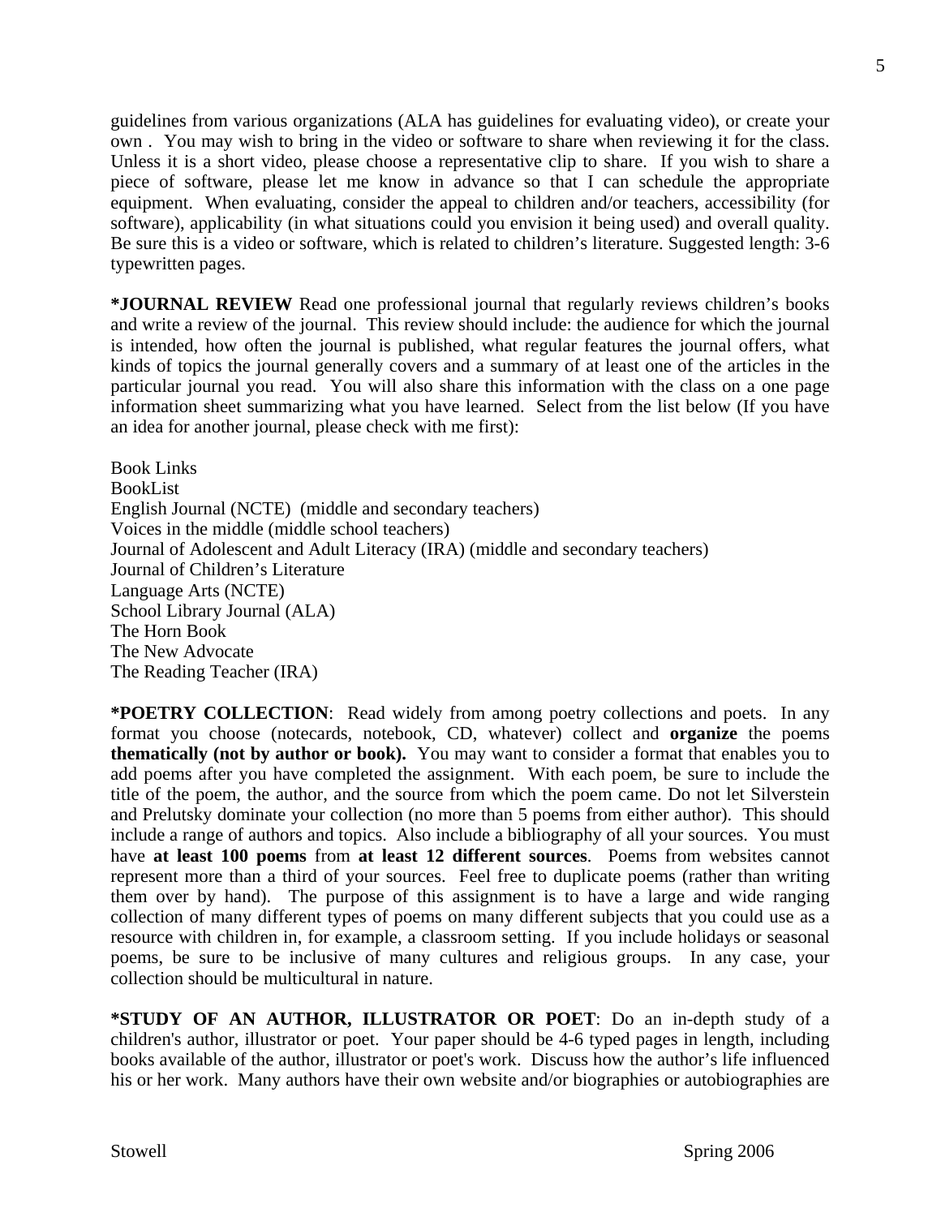guidelines from various organizations (ALA has guidelines for evaluating video), or create your own . You may wish to bring in the video or software to share when reviewing it for the class. Unless it is a short video, please choose a representative clip to share. If you wish to share a piece of software, please let me know in advance so that I can schedule the appropriate equipment. When evaluating, consider the appeal to children and/or teachers, accessibility (for software), applicability (in what situations could you envision it being used) and overall quality. Be sure this is a video or software, which is related to children's literature. Suggested length: 3-6 typewritten pages.

**\*JOURNAL REVIEW** Read one professional journal that regularly reviews children's books and write a review of the journal. This review should include: the audience for which the journal is intended, how often the journal is published, what regular features the journal offers, what kinds of topics the journal generally covers and a summary of at least one of the articles in the particular journal you read. You will also share this information with the class on a one page information sheet summarizing what you have learned. Select from the list below (If you have an idea for another journal, please check with me first):

Book Links
BookList
English Journal (NCTE) (middle and secondary teachers)
Voices in the middle (middle school teachers)
Journal of Adolescent and Adult Literacy (IRA) (middle and secondary teachers)
Journal of Children's Literature
Language Arts (NCTE)
School Library Journal (ALA)
The Horn Book
The New Advocate
The Reading Teacher (IRA)

**\*POETRY COLLECTION**: Read widely from among poetry collections and poets. In any format you choose (notecards, notebook, CD, whatever) collect and **organize** the poems **thematically (not by author or book).** You may want to consider a format that enables you to add poems after you have completed the assignment. With each poem, be sure to include the title of the poem, the author, and the source from which the poem came. Do not let Silverstein and Prelutsky dominate your collection (no more than 5 poems from either author). This should include a range of authors and topics. Also include a bibliography of all your sources. You must have **at least 100 poems** from **at least 12 different sources**. Poems from websites cannot represent more than a third of your sources. Feel free to duplicate poems (rather than writing them over by hand). The purpose of this assignment is to have a large and wide ranging collection of many different types of poems on many different subjects that you could use as a resource with children in, for example, a classroom setting. If you include holidays or seasonal poems, be sure to be inclusive of many cultures and religious groups. In any case, your collection should be multicultural in nature.

**\*STUDY OF AN AUTHOR, ILLUSTRATOR OR POET**: Do an in-depth study of a children's author, illustrator or poet. Your paper should be 4-6 typed pages in length, including books available of the author, illustrator or poet's work. Discuss how the author's life influenced his or her work. Many authors have their own website and/or biographies or autobiographies are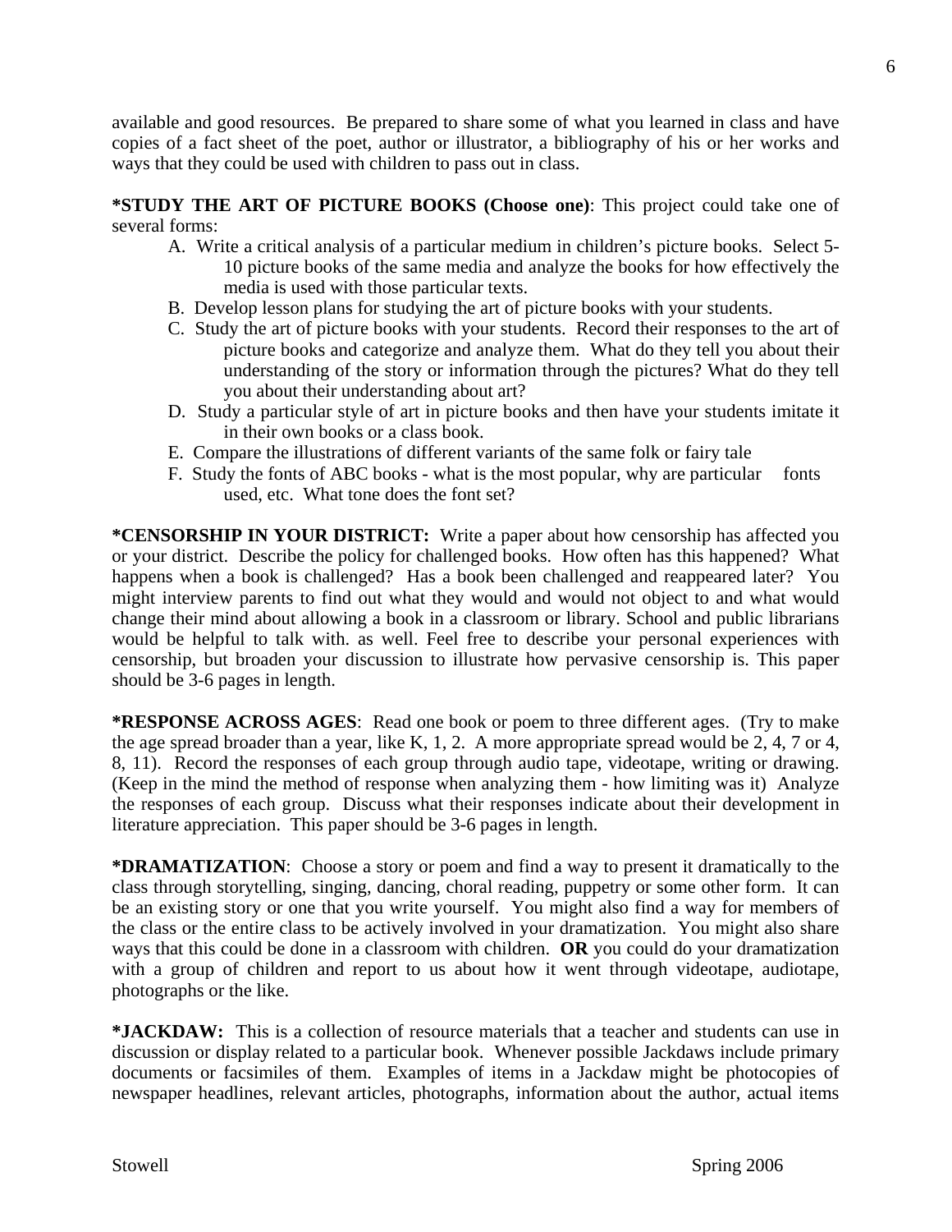available and good resources. Be prepared to share some of what you learned in class and have copies of a fact sheet of the poet, author or illustrator, a bibliography of his or her works and ways that they could be used with children to pass out in class.

**\*STUDY THE ART OF PICTURE BOOKS (Choose one)**: This project could take one of several forms:

A. Write a critical analysis of a particular medium in children's picture books. Select 5-10 picture books of the same media and analyze the books for how effectively the media is used with those particular texts.

B. Develop lesson plans for studying the art of picture books with your students.

C. Study the art of picture books with your students. Record their responses to the art of picture books and categorize and analyze them. What do they tell you about their understanding of the story or information through the pictures? What do they tell you about their understanding about art?

D. Study a particular style of art in picture books and then have your students imitate it in their own books or a class book.

E. Compare the illustrations of different variants of the same folk or fairy tale

F. Study the fonts of ABC books - what is the most popular, why are particular fonts used, etc. What tone does the font set?

**\*CENSORSHIP IN YOUR DISTRICT:** Write a paper about how censorship has affected you or your district. Describe the policy for challenged books. How often has this happened? What happens when a book is challenged? Has a book been challenged and reappeared later? You might interview parents to find out what they would and would not object to and what would change their mind about allowing a book in a classroom or library. School and public librarians would be helpful to talk with. as well. Feel free to describe your personal experiences with censorship, but broaden your discussion to illustrate how pervasive censorship is. This paper should be 3-6 pages in length.

**\*RESPONSE ACROSS AGES**: Read one book or poem to three different ages. (Try to make the age spread broader than a year, like K, 1, 2. A more appropriate spread would be 2, 4, 7 or 4, 8, 11). Record the responses of each group through audio tape, videotape, writing or drawing. (Keep in the mind the method of response when analyzing them - how limiting was it) Analyze the responses of each group. Discuss what their responses indicate about their development in literature appreciation. This paper should be 3-6 pages in length.

**\*DRAMATIZATION**: Choose a story or poem and find a way to present it dramatically to the class through storytelling, singing, dancing, choral reading, puppetry or some other form. It can be an existing story or one that you write yourself. You might also find a way for members of the class or the entire class to be actively involved in your dramatization. You might also share ways that this could be done in a classroom with children. **OR** you could do your dramatization with a group of children and report to us about how it went through videotape, audiotape, photographs or the like.

**\*JACKDAW:** This is a collection of resource materials that a teacher and students can use in discussion or display related to a particular book. Whenever possible Jackdaws include primary documents or facsimiles of them. Examples of items in a Jackdaw might be photocopies of newspaper headlines, relevant articles, photographs, information about the author, actual items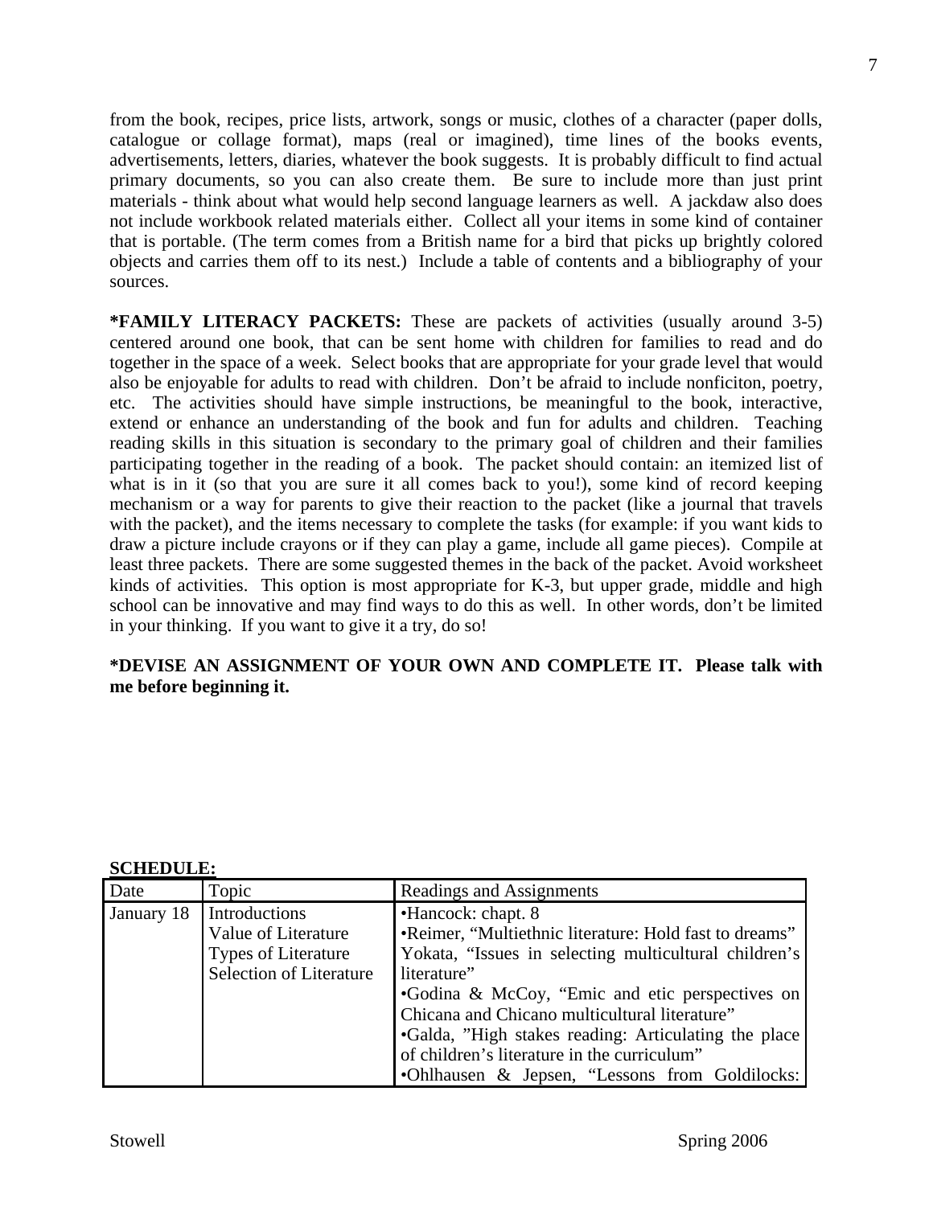from the book, recipes, price lists, artwork, songs or music, clothes of a character (paper dolls, catalogue or collage format), maps (real or imagined), time lines of the books events, advertisements, letters, diaries, whatever the book suggests. It is probably difficult to find actual primary documents, so you can also create them. Be sure to include more than just print materials - think about what would help second language learners as well. A jackdaw also does not include workbook related materials either. Collect all your items in some kind of container that is portable. (The term comes from a British name for a bird that picks up brightly colored objects and carries them off to its nest.) Include a table of contents and a bibliography of your sources.

**\*FAMILY LITERACY PACKETS:** These are packets of activities (usually around 3-5) centered around one book, that can be sent home with children for families to read and do together in the space of a week. Select books that are appropriate for your grade level that would also be enjoyable for adults to read with children. Don't be afraid to include nonficiton, poetry, etc. The activities should have simple instructions, be meaningful to the book, interactive, extend or enhance an understanding of the book and fun for adults and children. Teaching reading skills in this situation is secondary to the primary goal of children and their families participating together in the reading of a book. The packet should contain: an itemized list of what is in it (so that you are sure it all comes back to you!), some kind of record keeping mechanism or a way for parents to give their reaction to the packet (like a journal that travels with the packet), and the items necessary to complete the tasks (for example: if you want kids to draw a picture include crayons or if they can play a game, include all game pieces). Compile at least three packets. There are some suggested themes in the back of the packet. Avoid worksheet kinds of activities. This option is most appropriate for K-3, but upper grade, middle and high school can be innovative and may find ways to do this as well. In other words, don't be limited in your thinking. If you want to give it a try, do so!

**\*DEVISE AN ASSIGNMENT OF YOUR OWN AND COMPLETE IT. Please talk with me before beginning it.**

**SCHEDULE:**

| Date | Topic | Readings and Assignments |
|---|---|---|
| January 18 | Introductions<br>Value of Literature<br>Types of Literature<br>Selection of Literature | •Hancock: chapt. 8<br>•Reimer, "Multiethnic literature: Hold fast to dreams"<br>Yokata, "Issues in selecting multicultural children's literature"<br>•Godina & McCoy, "Emic and etic perspectives on Chicana and Chicano multicultural literature"<br>•Galda, "High stakes reading: Articulating the place of children's literature in the curriculum"<br>•Ohlhausen & Jepsen, "Lessons from Goldilocks: |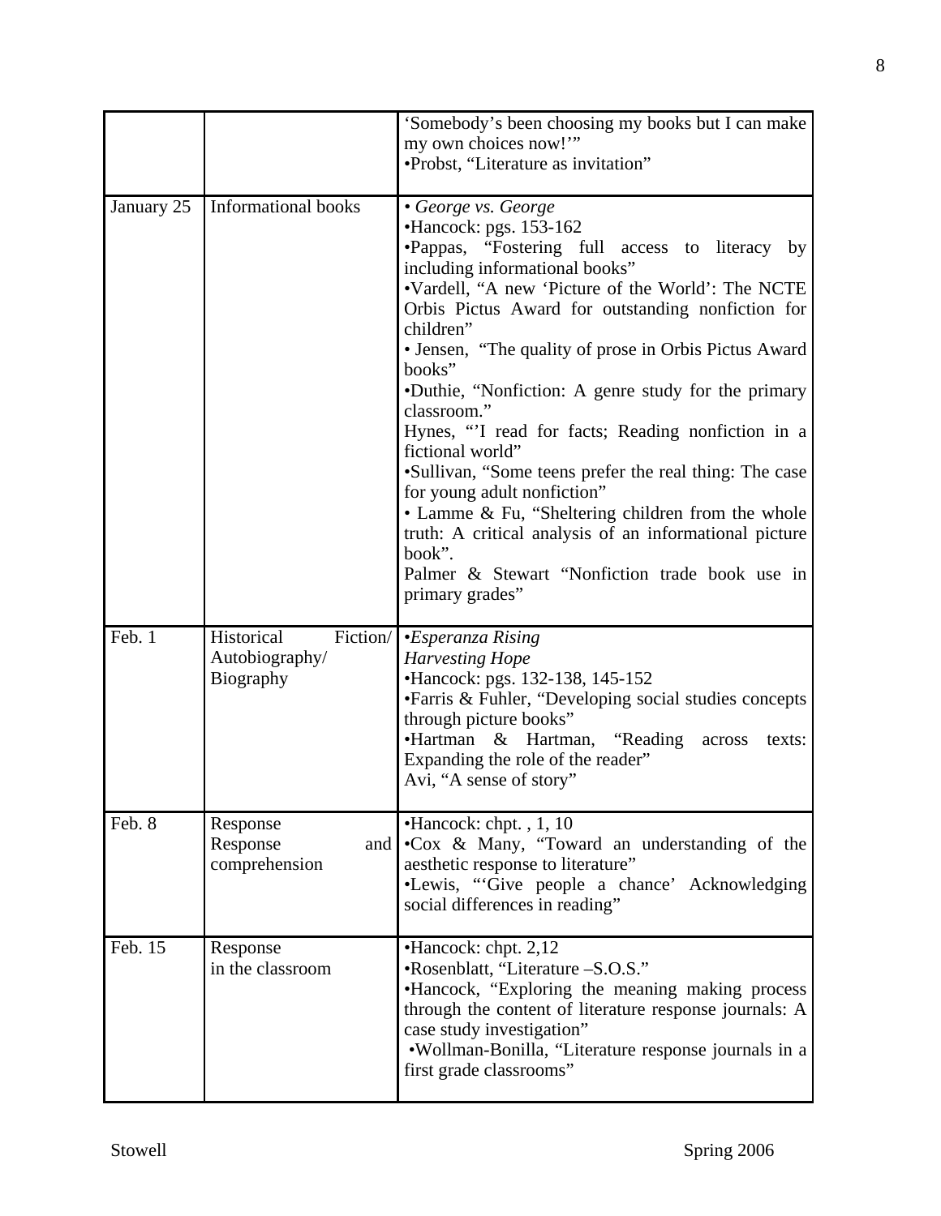| | | |
|---|---|---|
| | | 'Somebody's been choosing my books but I can make my own choices now!'"<br>•Probst, "Literature as invitation" |
| January 25 | Informational books | • *George vs. George*<br>•Hancock: pgs. 153-162<br>•Pappas, "Fostering full access to literacy by including informational books"<br>•Vardell, "A new 'Picture of the World': The NCTE Orbis Pictus Award for outstanding nonfiction for children"<br>• Jensen, "The quality of prose in Orbis Pictus Award books"<br>•Duthie, "Nonfiction: A genre study for the primary classroom."<br>Hynes, "'I read for facts; Reading nonfiction in a fictional world"<br>•Sullivan, "Some teens prefer the real thing: The case for young adult nonfiction"<br>• Lamme & Fu, "Sheltering children from the whole truth: A critical analysis of an informational picture book".<br>Palmer & Stewart "Nonfiction trade book use in primary grades" |
| Feb. 1 | Historical Fiction/ Autobiography/ Biography | •*Esperanza Rising*<br>*Harvesting Hope*<br>•Hancock: pgs. 132-138, 145-152<br>•Farris & Fuhler, "Developing social studies concepts through picture books"<br>•Hartman & Hartman, "Reading across texts: Expanding the role of the reader"<br>Avi, "A sense of story" |
| Feb. 8 | Response<br>Response and comprehension | •Hancock: chpt. , 1, 10<br>•Cox & Many, "Toward an understanding of the aesthetic response to literature"<br>•Lewis, "'Give people a chance' Acknowledging social differences in reading" |
| Feb. 15 | Response in the classroom | •Hancock: chpt. 2,12<br>•Rosenblatt, "Literature –S.O.S."<br>•Hancock, "Exploring the meaning making process through the content of literature response journals: A case study investigation"<br>•Wollman-Bonilla, "Literature response journals in a first grade classrooms" |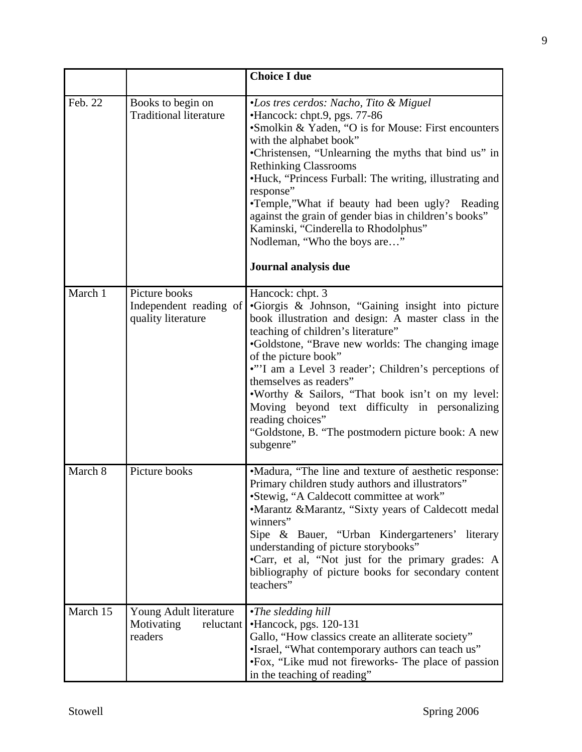| | | |
|---|---|---|
| | | **Choice I due** |
| Feb. 22 | Books to begin on Traditional literature | •*Los tres cerdos: Nacho, Tito & Miguel*<br>•Hancock: chpt.9, pgs. 77-86<br>•Smolkin & Yaden, "O is for Mouse: First encounters with the alphabet book"<br>•Christensen, "Unlearning the myths that bind us" in Rethinking Classrooms<br>•Huck, "Princess Furball: The writing, illustrating and response"<br>•Temple,"What if beauty had been ugly? Reading against the grain of gender bias in children's books"<br>Kaminski, "Cinderella to Rhodolphus"<br>Nodleman, "Who the boys are…"<br><br>**Journal analysis due** |
| March 1 | Picture books<br>Independent reading of quality literature | Hancock: chpt. 3<br>•Giorgis & Johnson, "Gaining insight into picture book illustration and design: A master class in the teaching of children's literature"<br>•Goldstone, "Brave new worlds: The changing image of the picture book"<br>•"'I am a Level 3 reader'; Children's perceptions of themselves as readers"<br>•Worthy & Sailors, "That book isn't on my level: Moving beyond text difficulty in personalizing reading choices"<br>"Goldstone, B. "The postmodern picture book: A new subgenre" |
| March 8 | Picture books | •Madura, "The line and texture of aesthetic response: Primary children study authors and illustrators"<br>•Stewig, "A Caldecott committee at work"<br>•Marantz &Marantz, "Sixty years of Caldecott medal winners"<br>Sipe & Bauer, "Urban Kindergarteners' literary understanding of picture storybooks"<br>•Carr, et al, "Not just for the primary grades: A bibliography of picture books for secondary content teachers" |
| March 15 | Young Adult literature<br>Motivating reluctant readers | •*The sledding hill*<br>•Hancock, pgs. 120-131<br>Gallo, "How classics create an alliterate society"<br>•Israel, "What contemporary authors can teach us"<br>•Fox, "Like mud not fireworks- The place of passion in the teaching of reading" |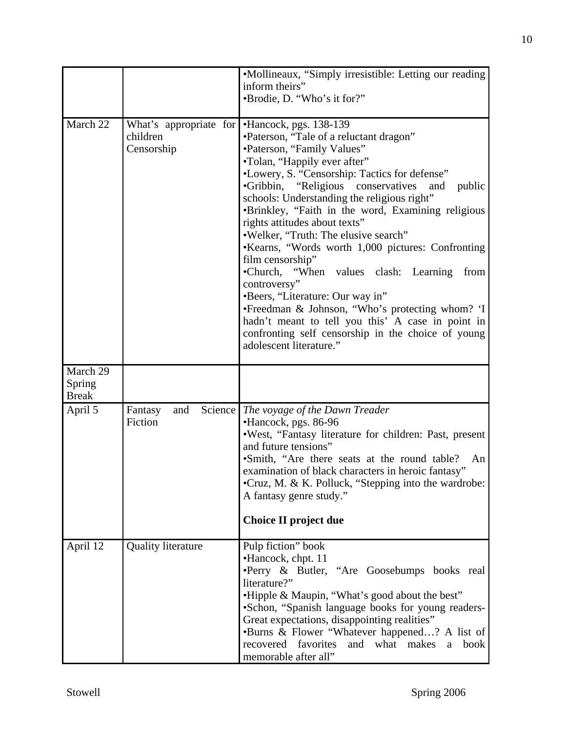| | | |
|---|---|---|
| | | •Mollineaux, "Simply irresistible: Letting our reading inform theirs"<br>•Brodie, D. "Who's it for?" |
| March 22 | What's appropriate for children<br>Censorship | •Hancock, pgs. 138-139<br>•Paterson, "Tale of a reluctant dragon"<br>•Paterson, "Family Values"<br>•Tolan, "Happily ever after"<br>•Lowery, S. "Censorship: Tactics for defense"<br>•Gribbin, "Religious conservatives and public schools: Understanding the religious right"<br>•Brinkley, "Faith in the word, Examining religious rights attitudes about texts"<br>•Welker, "Truth: The elusive search"<br>•Kearns, "Words worth 1,000 pictures: Confronting film censorship"<br>•Church, "When values clash: Learning from controversy"<br>•Beers, "Literature: Our way in"<br>•Freedman & Johnson, "Who's protecting whom? 'I hadn't meant to tell you this' A case in point in confronting self censorship in the choice of young adolescent literature." |
| March 29<br>Spring Break | | |
| April 5 | Fantasy and Science Fiction | *The voyage of the Dawn Treader*<br>•Hancock, pgs. 86-96<br>•West, "Fantasy literature for children: Past, present and future tensions"<br>•Smith, "Are there seats at the round table? An examination of black characters in heroic fantasy"<br>•Cruz, M. & K. Polluck, "Stepping into the wardrobe: A fantasy genre study."<br><br>**Choice II project due** |
| April 12 | Quality literature | Pulp fiction" book<br>•Hancock, chpt. 11<br>•Perry & Butler, "Are Goosebumps books real literature?"<br>•Hipple & Maupin, "What's good about the best"<br>•Schon, "Spanish language books for young readers-Great expectations, disappointing realities"<br>•Burns & Flower "Whatever happened…? A list of recovered favorites and what makes a book memorable after all" |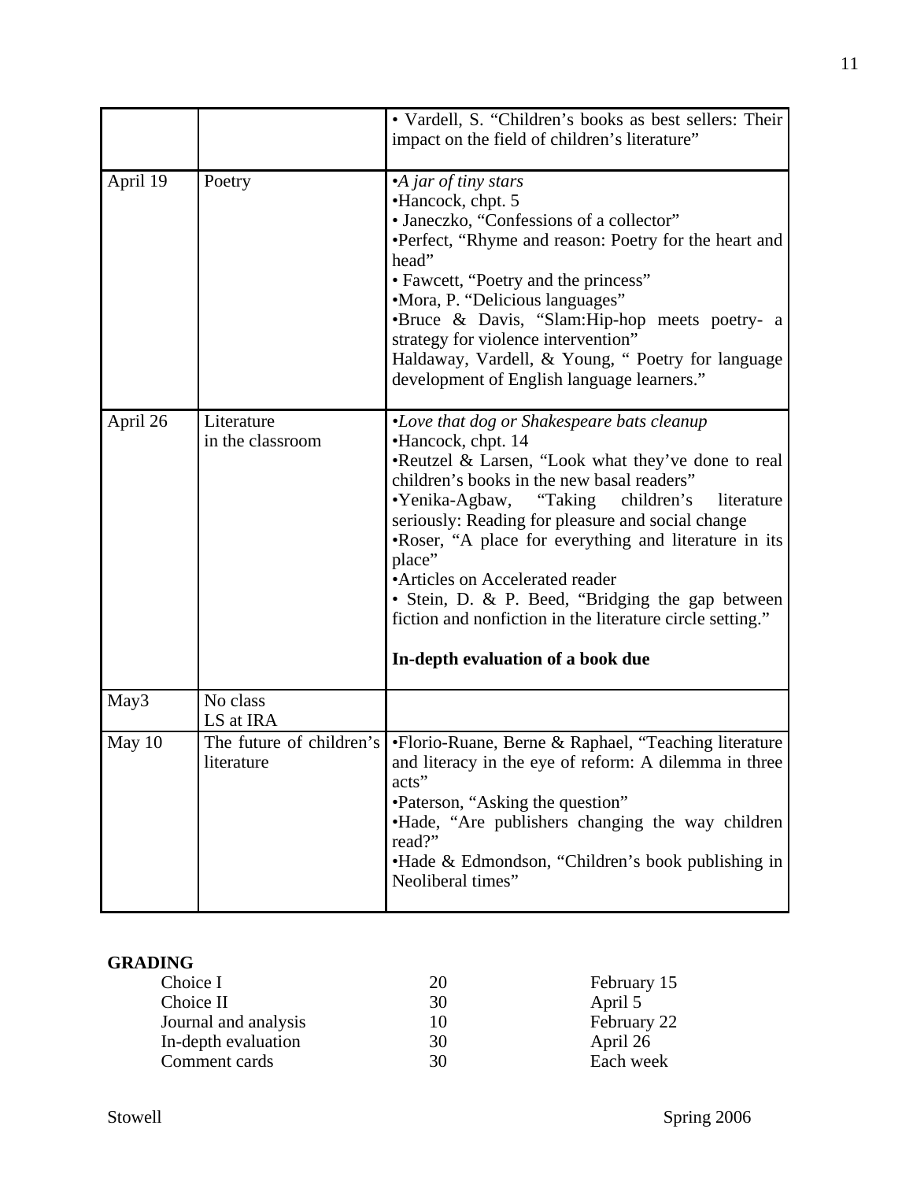| | | |
|---|---|---|
| | | • Vardell, S. "Children's books as best sellers: Their impact on the field of children's literature" |
| April 19 | Poetry | •*A jar of tiny stars*<br>•Hancock, chpt. 5<br>• Janeczko, "Confessions of a collector"<br>•Perfect, "Rhyme and reason: Poetry for the heart and head"<br>• Fawcett, "Poetry and the princess"<br>•Mora, P. "Delicious languages"<br>•Bruce & Davis, "Slam:Hip-hop meets poetry- a strategy for violence intervention"<br>Haldaway, Vardell, & Young, " Poetry for language development of English language learners." |
| April 26 | Literature in the classroom | •*Love that dog or Shakespeare bats cleanup*<br>•Hancock, chpt. 14<br>•Reutzel & Larsen, "Look what they've done to real children's books in the new basal readers"<br>•Yenika-Agbaw, "Taking children's literature seriously: Reading for pleasure and social change<br>•Roser, "A place for everything and literature in its place"<br>•Articles on Accelerated reader<br>• Stein, D. & P. Beed, "Bridging the gap between fiction and nonfiction in the literature circle setting."<br><br>**In-depth evaluation of a book due** |
| May3 | No class<br>LS at IRA | |
| May 10 | The future of children's literature | •Florio-Ruane, Berne & Raphael, "Teaching literature and literacy in the eye of reform: A dilemma in three acts"<br>•Paterson, "Asking the question"<br>•Hade, "Are publishers changing the way children read?"<br>•Hade & Edmondson, "Children's book publishing in Neoliberal times" |

**GRADING**

| | | |
|---|---|---|
| Choice I | 20 | February 15 |
| Choice II | 30 | April 5 |
| Journal and analysis | 10 | February 22 |
| In-depth evaluation | 30 | April 26 |
| Comment cards | 30 | Each week |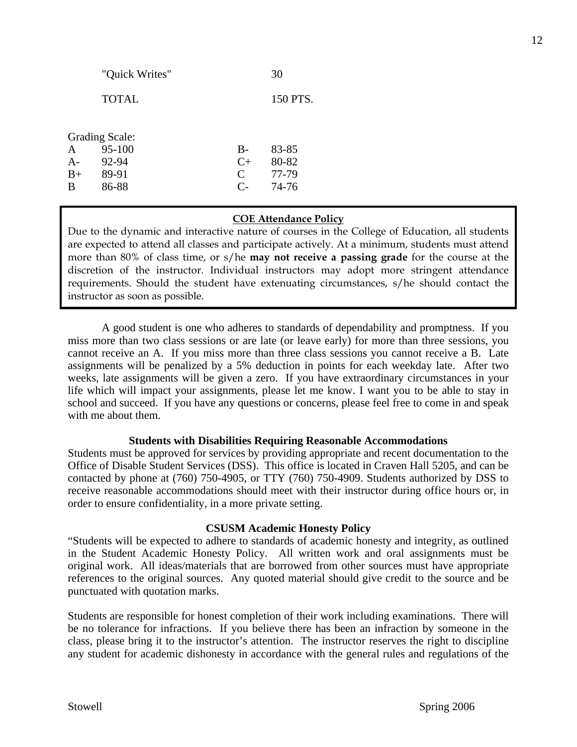| | |
|---|---|
| "Quick Writes" | 30 |
| TOTAL | 150 PTS. |

Grading Scale:

| | | | |
|---|---|---|---|
| A | 95-100 | B- | 83-85 |
| A- | 92-94 | C+ | 80-82 |
| B+ | 89-91 | C | 77-79 |
| B | 86-88 | C- | 74-76 |

**COE Attendance Policy**

Due to the dynamic and interactive nature of courses in the College of Education, all students are expected to attend all classes and participate actively. At a minimum, students must attend more than 80% of class time, or s/he **may not receive a passing grade** for the course at the discretion of the instructor. Individual instructors may adopt more stringent attendance requirements. Should the student have extenuating circumstances, s/he should contact the instructor as soon as possible.

A good student is one who adheres to standards of dependability and promptness. If you miss more than two class sessions or are late (or leave early) for more than three sessions, you cannot receive an A. If you miss more than three class sessions you cannot receive a B. Late assignments will be penalized by a 5% deduction in points for each weekday late. After two weeks, late assignments will be given a zero. If you have extraordinary circumstances in your life which will impact your assignments, please let me know. I want you to be able to stay in school and succeed. If you have any questions or concerns, please feel free to come in and speak with me about them.

**Students with Disabilities Requiring Reasonable Accommodations**

Students must be approved for services by providing appropriate and recent documentation to the Office of Disable Student Services (DSS). This office is located in Craven Hall 5205, and can be contacted by phone at (760) 750-4905, or TTY (760) 750-4909. Students authorized by DSS to receive reasonable accommodations should meet with their instructor during office hours or, in order to ensure confidentiality, in a more private setting.

**CSUSM Academic Honesty Policy**

"Students will be expected to adhere to standards of academic honesty and integrity, as outlined in the Student Academic Honesty Policy. All written work and oral assignments must be original work. All ideas/materials that are borrowed from other sources must have appropriate references to the original sources. Any quoted material should give credit to the source and be punctuated with quotation marks.

Students are responsible for honest completion of their work including examinations. There will be no tolerance for infractions. If you believe there has been an infraction by someone in the class, please bring it to the instructor's attention. The instructor reserves the right to discipline any student for academic dishonesty in accordance with the general rules and regulations of the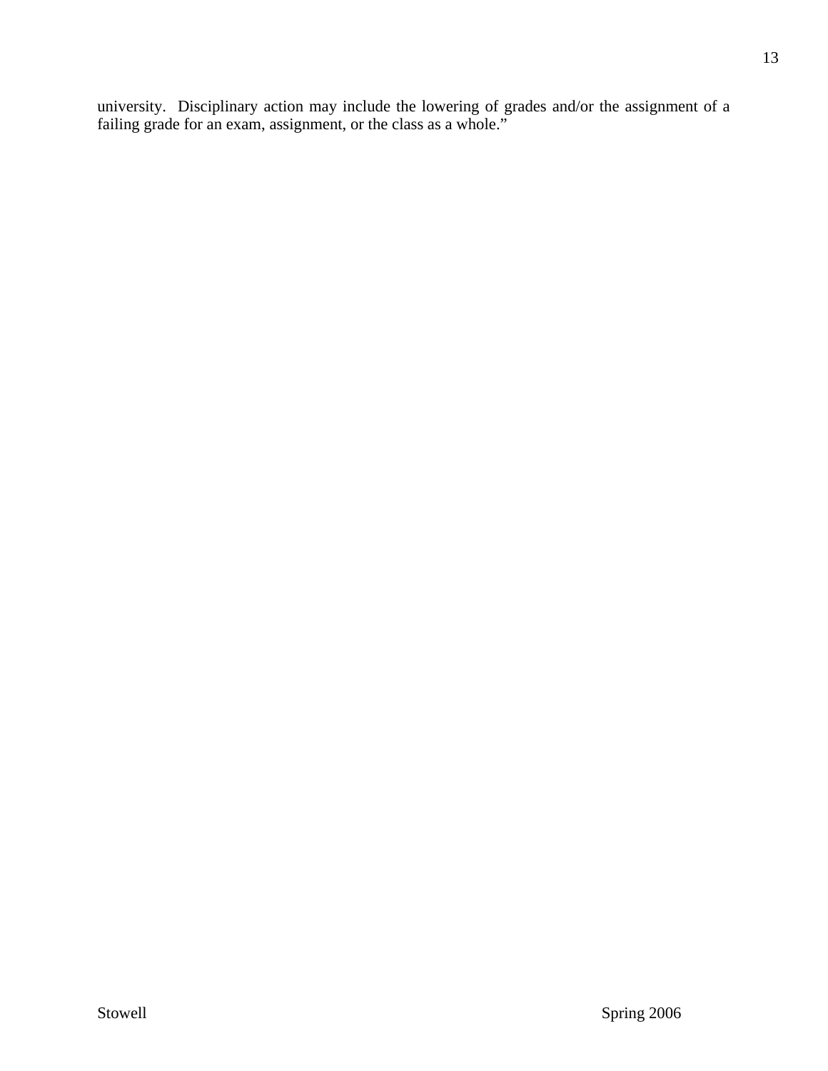university. Disciplinary action may include the lowering of grades and/or the assignment of a failing grade for an exam, assignment, or the class as a whole."